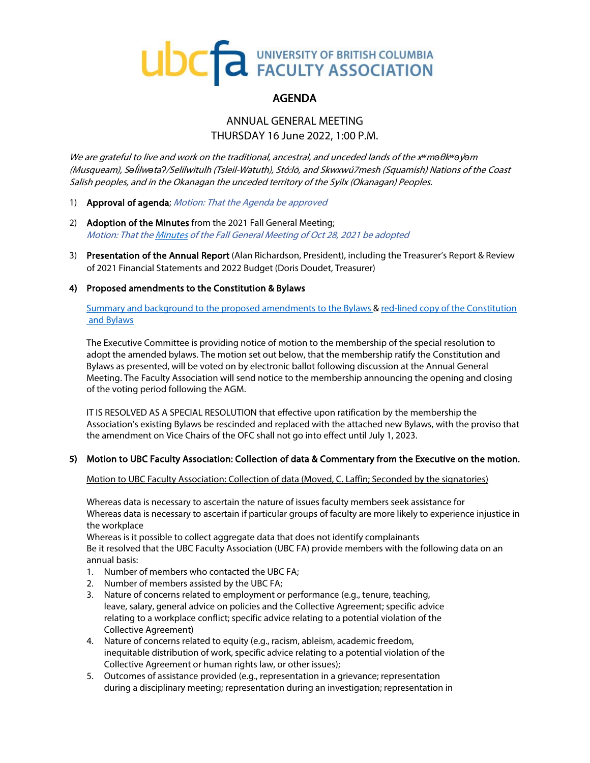**ubcfa** UNIVERSITY OF BRITISH COLUMBIA FACULTY ASSOCIATION

# AGENDA

## ANNUAL GENERAL MEETING
## THURSDAY 16 June 2022, 1:00 P.M.

*We are grateful to live and work on the traditional, ancestral, and unceded lands of the xʷməθkʷəy̓əm (Musqueam), Səl̓ílwətaʔ/Selilwitulh (Tsleil-Watuth), Stó:lō, and Skwxwú7mesh (Squamish) Nations of the Coast Salish peoples, and in the Okanagan the unceded territory of the Syilx (Okanagan) Peoples.*

1) **Approval of agenda**; *Motion: That the Agenda be approved*

2) **Adoption of the Minutes** from the 2021 Fall General Meeting;
*Motion: That the Minutes of the Fall General Meeting of Oct 28, 2021 be adopted*

3) **Presentation of the Annual Report** (Alan Richardson, President), including the Treasurer's Report & Review of 2021 Financial Statements and 2022 Budget (Doris Doudet, Treasurer)

4) **Proposed amendments to the Constitution & Bylaws**

Summary and background to the proposed amendments to the Bylaws & red-lined copy of the Constitution and Bylaws

The Executive Committee is providing notice of motion to the membership of the special resolution to adopt the amended bylaws. The motion set out below, that the membership ratify the Constitution and Bylaws as presented, will be voted on by electronic ballot following discussion at the Annual General Meeting. The Faculty Association will send notice to the membership announcing the opening and closing of the voting period following the AGM.

IT IS RESOLVED AS A SPECIAL RESOLUTION that effective upon ratification by the membership the Association's existing Bylaws be rescinded and replaced with the attached new Bylaws, with the proviso that the amendment on Vice Chairs of the OFC shall not go into effect until July 1, 2023.

5) **Motion to UBC Faculty Association: Collection of data & Commentary from the Executive on the motion.**

Motion to UBC Faculty Association: Collection of data (Moved, C. Laffin; Seconded by the signatories)

Whereas data is necessary to ascertain the nature of issues faculty members seek assistance for
Whereas data is necessary to ascertain if particular groups of faculty are more likely to experience injustice in the workplace
Whereas is it possible to collect aggregate data that does not identify complainants
Be it resolved that the UBC Faculty Association (UBC FA) provide members with the following data on an annual basis:

1. Number of members who contacted the UBC FA;
2. Number of members assisted by the UBC FA;
3. Nature of concerns related to employment or performance (e.g., tenure, teaching, leave, salary, general advice on policies and the Collective Agreement; specific advice relating to a workplace conflict; specific advice relating to a potential violation of the Collective Agreement)
4. Nature of concerns related to equity (e.g., racism, ableism, academic freedom, inequitable distribution of work, specific advice relating to a potential violation of the Collective Agreement or human rights law, or other issues);
5. Outcomes of assistance provided (e.g., representation in a grievance; representation during a disciplinary meeting; representation during an investigation; representation in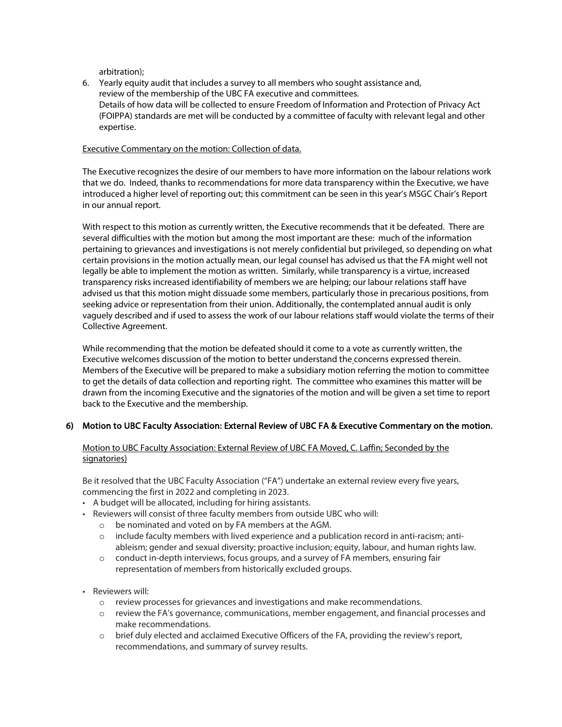arbitration);

6. Yearly equity audit that includes a survey to all members who sought assistance and, review of the membership of the UBC FA executive and committees.
   Details of how data will be collected to ensure Freedom of Information and Protection of Privacy Act (FOIPPA) standards are met will be conducted by a committee of faculty with relevant legal and other expertise.

Executive Commentary on the motion: Collection of data.

The Executive recognizes the desire of our members to have more information on the labour relations work that we do. Indeed, thanks to recommendations for more data transparency within the Executive, we have introduced a higher level of reporting out; this commitment can be seen in this year's MSGC Chair's Report in our annual report.

With respect to this motion as currently written, the Executive recommends that it be defeated. There are several difficulties with the motion but among the most important are these: much of the information pertaining to grievances and investigations is not merely confidential but privileged, so depending on what certain provisions in the motion actually mean, our legal counsel has advised us that the FA might well not legally be able to implement the motion as written. Similarly, while transparency is a virtue, increased transparency risks increased identifiability of members we are helping; our labour relations staff have advised us that this motion might dissuade some members, particularly those in precarious positions, from seeking advice or representation from their union. Additionally, the contemplated annual audit is only vaguely described and if used to assess the work of our labour relations staff would violate the terms of their Collective Agreement.

While recommending that the motion be defeated should it come to a vote as currently written, the Executive welcomes discussion of the motion to better understand the concerns expressed therein. Members of the Executive will be prepared to make a subsidiary motion referring the motion to committee to get the details of data collection and reporting right. The committee who examines this matter will be drawn from the incoming Executive and the signatories of the motion and will be given a set time to report back to the Executive and the membership.

## 6) Motion to UBC Faculty Association: External Review of UBC FA & Executive Commentary on the motion.

Motion to UBC Faculty Association: External Review of UBC FA Moved, C. Laffin; Seconded by the signatories)

Be it resolved that the UBC Faculty Association ("FA") undertake an external review every five years, commencing the first in 2022 and completing in 2023.

- A budget will be allocated, including for hiring assistants.
- Reviewers will consist of three faculty members from outside UBC who will:
  - be nominated and voted on by FA members at the AGM.
  - include faculty members with lived experience and a publication record in anti-racism; anti-ableism; gender and sexual diversity; proactive inclusion; equity, labour, and human rights law.
  - conduct in-depth interviews, focus groups, and a survey of FA members, ensuring fair representation of members from historically excluded groups.
- Reviewers will:
  - review processes for grievances and investigations and make recommendations.
  - review the FA's governance, communications, member engagement, and financial processes and make recommendations.
  - brief duly elected and acclaimed Executive Officers of the FA, providing the review's report, recommendations, and summary of survey results.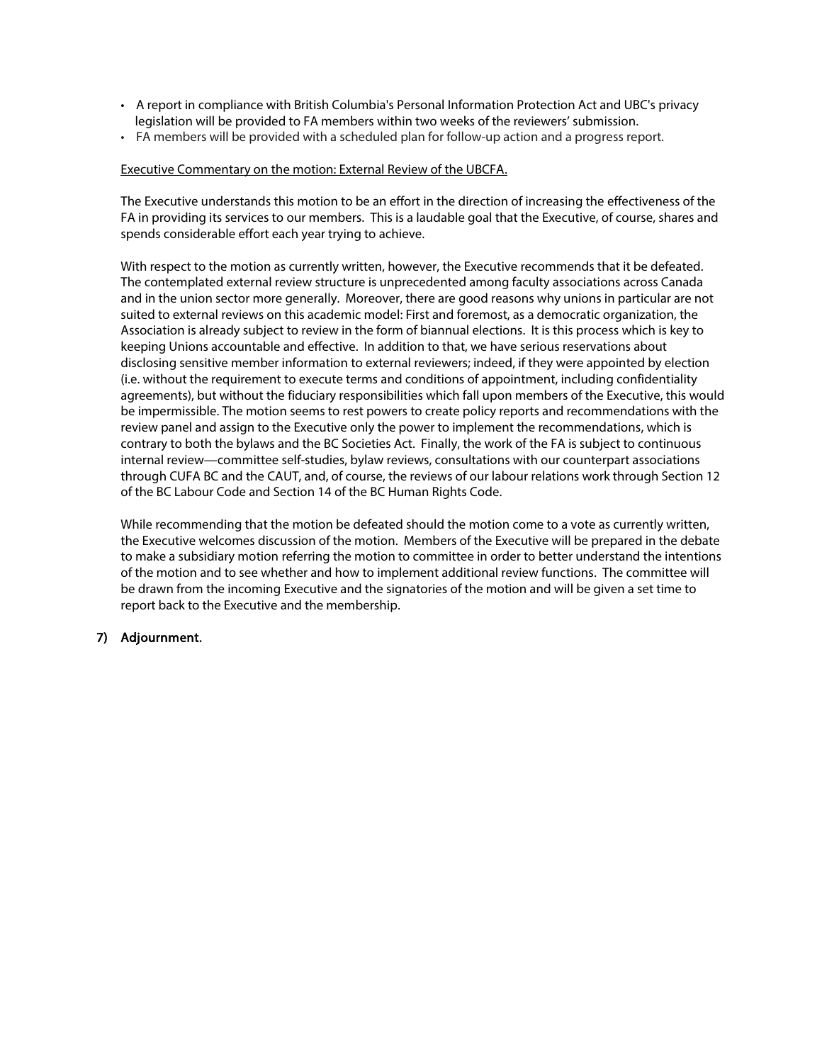- A report in compliance with British Columbia's Personal Information Protection Act and UBC's privacy legislation will be provided to FA members within two weeks of the reviewers' submission.
- FA members will be provided with a scheduled plan for follow-up action and a progress report.

Executive Commentary on the motion: External Review of the UBCFA.

The Executive understands this motion to be an effort in the direction of increasing the effectiveness of the FA in providing its services to our members. This is a laudable goal that the Executive, of course, shares and spends considerable effort each year trying to achieve.

With respect to the motion as currently written, however, the Executive recommends that it be defeated. The contemplated external review structure is unprecedented among faculty associations across Canada and in the union sector more generally. Moreover, there are good reasons why unions in particular are not suited to external reviews on this academic model: First and foremost, as a democratic organization, the Association is already subject to review in the form of biannual elections. It is this process which is key to keeping Unions accountable and effective. In addition to that, we have serious reservations about disclosing sensitive member information to external reviewers; indeed, if they were appointed by election (i.e. without the requirement to execute terms and conditions of appointment, including confidentiality agreements), but without the fiduciary responsibilities which fall upon members of the Executive, this would be impermissible. The motion seems to rest powers to create policy reports and recommendations with the review panel and assign to the Executive only the power to implement the recommendations, which is contrary to both the bylaws and the BC Societies Act. Finally, the work of the FA is subject to continuous internal review—committee self-studies, bylaw reviews, consultations with our counterpart associations through CUFA BC and the CAUT, and, of course, the reviews of our labour relations work through Section 12 of the BC Labour Code and Section 14 of the BC Human Rights Code.

While recommending that the motion be defeated should the motion come to a vote as currently written, the Executive welcomes discussion of the motion. Members of the Executive will be prepared in the debate to make a subsidiary motion referring the motion to committee in order to better understand the intentions of the motion and to see whether and how to implement additional review functions. The committee will be drawn from the incoming Executive and the signatories of the motion and will be given a set time to report back to the Executive and the membership.

**7) Adjournment.**